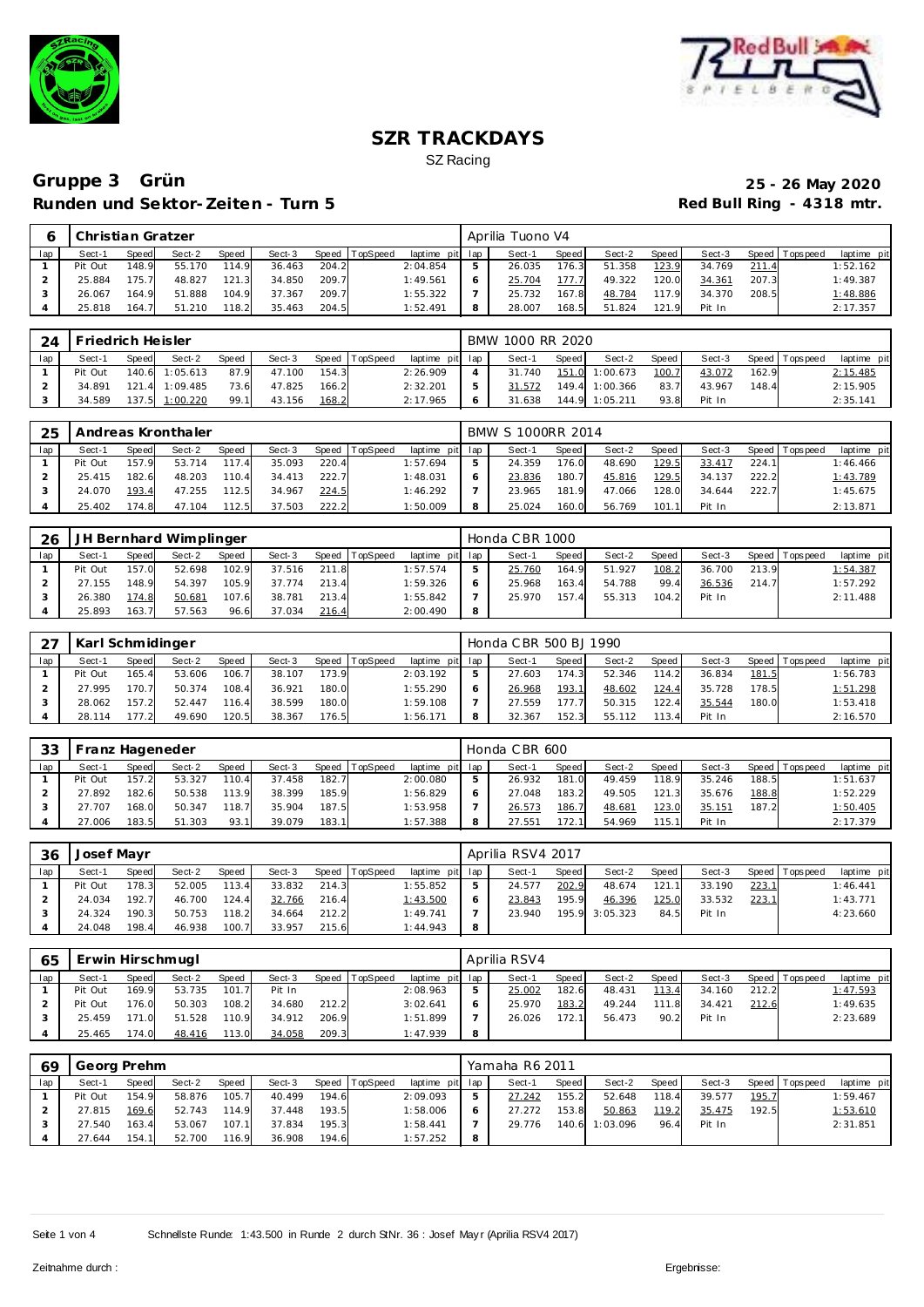# SZR TRACKDAYS

SZ Racing

## Gruppe 3 Grün

**25 - 26 May 2020**

**Runden und Sektor-Zeiten - Turn 5**

**Red Bull Ring - 4318 mtr.**

| 6 | Christian Gratzer | | | | | | | | Aprilia Tuono V4 | | | | | | | | |
|---|---|---|---|---|---|---|---|---|---|---|---|---|---|---|---|---|---|
| lap | Sect-1 | Speed | Sect-2 | Speed | Sect-3 | Speed | TopSpeed | laptime pit | lap | Sect-1 | Speed | Sect-2 | Speed | Sect-3 | Speed | Topspeed | laptime pit |
| 1 | Pit Out | 148.9 | 55.170 | 114.9 | 36.463 | 204.2 | | 2:04.854 | 5 | 26.035 | 176.3 | 51.358 | 123.9 | 34.769 | 211.4 | | 1:52.162 |
| 2 | 25.884 | 175.7 | 48.827 | 121.3 | 34.850 | 209.7 | | 1:49.561 | 6 | 25.704 | 177.7 | 49.322 | 120.0 | 34.361 | 207.3 | | 1:49.387 |
| 3 | 26.067 | 164.9 | 51.888 | 104.9 | 37.367 | 209.7 | | 1:55.322 | 7 | 25.732 | 167.8 | 48.784 | 117.9 | 34.370 | 208.5 | | 1:48.886 |
| 4 | 25.818 | 164.7 | 51.210 | 118.2 | 35.463 | 204.5 | | 1:52.491 | 8 | 28.007 | 168.5 | 51.824 | 121.9 | Pit In | | | 2:17.357 |

| 24 | Friedrich Heisler | | | | | | | | BMW 1000 RR 2020 | | | | | | | | |
|---|---|---|---|---|---|---|---|---|---|---|---|---|---|---|---|---|---|
| lap | Sect-1 | Speed | Sect-2 | Speed | Sect-3 | Speed | TopSpeed | laptime pit | lap | Sect-1 | Speed | Sect-2 | Speed | Sect-3 | Speed | Topspeed | laptime pit |
| 1 | Pit Out | 140.6 | 1:05.613 | 87.9 | 47.100 | 154.3 | | 2:26.909 | 4 | 31.740 | 151.0 | 1:00.673 | 100.7 | 43.072 | 162.9 | | 2:15.485 |
| 2 | 34.891 | 121.4 | 1:09.485 | 73.6 | 47.825 | 166.2 | | 2:32.201 | 5 | 31.572 | 149.4 | 1:00.366 | 83.7 | 43.967 | 148.4 | | 2:15.905 |
| 3 | 34.589 | 137.5 | 1:00.220 | 99.1 | 43.156 | 168.2 | | 2:17.965 | 6 | 31.638 | 144.9 | 1:05.211 | 93.8 | Pit In | | | 2:35.141 |

| 25 | Andreas Kronthaler | | | | | | | | BMW S 1000RR 2014 | | | | | | | | |
|---|---|---|---|---|---|---|---|---|---|---|---|---|---|---|---|---|---|
| lap | Sect-1 | Speed | Sect-2 | Speed | Sect-3 | Speed | TopSpeed | laptime pit | lap | Sect-1 | Speed | Sect-2 | Speed | Sect-3 | Speed | Topspeed | laptime pit |
| 1 | Pit Out | 157.9 | 53.714 | 117.4 | 35.093 | 220.4 | | 1:57.694 | 5 | 24.359 | 176.0 | 48.690 | 129.5 | 33.417 | 224.1 | | 1:46.466 |
| 2 | 25.415 | 182.6 | 48.203 | 110.4 | 34.413 | 222.7 | | 1:48.031 | 6 | 23.836 | 180.7 | 45.816 | 129.5 | 34.137 | 222.2 | | 1:43.789 |
| 3 | 24.070 | 193.4 | 47.255 | 112.5 | 34.967 | 224.5 | | 1:46.292 | 7 | 23.965 | 181.9 | 47.066 | 128.0 | 34.644 | 222.7 | | 1:45.675 |
| 4 | 25.402 | 174.8 | 47.104 | 112.5 | 37.503 | 222.2 | | 1:50.009 | 8 | 25.024 | 160.0 | 56.769 | 101.1 | Pit In | | | 2:13.871 |

| 26 | JH Bernhard Wimplinger | | | | | | | | Honda CBR 1000 | | | | | | | | |
|---|---|---|---|---|---|---|---|---|---|---|---|---|---|---|---|---|---|
| lap | Sect-1 | Speed | Sect-2 | Speed | Sect-3 | Speed | TopSpeed | laptime pit | lap | Sect-1 | Speed | Sect-2 | Speed | Sect-3 | Speed | Topspeed | laptime pit |
| 1 | Pit Out | 157.0 | 52.698 | 102.9 | 37.516 | 211.8 | | 1:57.574 | 5 | 25.760 | 164.9 | 51.927 | 108.2 | 36.700 | 213.9 | | 1:54.387 |
| 2 | 27.155 | 148.9 | 54.397 | 105.9 | 37.774 | 213.4 | | 1:59.326 | 6 | 25.968 | 163.4 | 54.788 | 99.4 | 36.536 | 214.7 | | 1:57.292 |
| 3 | 26.380 | 174.8 | 50.681 | 107.6 | 38.781 | 213.4 | | 1:55.842 | 7 | 25.970 | 157.4 | 55.313 | 104.2 | Pit In | | | 2:11.488 |
| 4 | 25.893 | 163.7 | 57.563 | 96.6 | 37.034 | 216.4 | | 2:00.490 | 8 | | | | | | | | |

| 27 | Karl Schmidinger | | | | | | | | Honda CBR 500 BJ 1990 | | | | | | | | |
|---|---|---|---|---|---|---|---|---|---|---|---|---|---|---|---|---|---|
| lap | Sect-1 | Speed | Sect-2 | Speed | Sect-3 | Speed | TopSpeed | laptime pit | lap | Sect-1 | Speed | Sect-2 | Speed | Sect-3 | Speed | Topspeed | laptime pit |
| 1 | Pit Out | 165.4 | 53.606 | 106.7 | 38.107 | 173.9 | | 2:03.192 | 5 | 27.603 | 174.3 | 52.346 | 114.2 | 36.834 | 181.5 | | 1:56.783 |
| 2 | 27.995 | 170.7 | 50.374 | 108.4 | 36.921 | 180.0 | | 1:55.290 | 6 | 26.968 | 193.1 | 48.602 | 124.4 | 35.728 | 178.5 | | 1:51.298 |
| 3 | 28.062 | 157.2 | 52.447 | 116.4 | 38.599 | 180.0 | | 1:59.108 | 7 | 27.559 | 177.7 | 50.315 | 122.4 | 35.544 | 180.0 | | 1:53.418 |
| 4 | 28.114 | 177.2 | 49.690 | 120.5 | 38.367 | 176.5 | | 1:56.171 | 8 | 32.367 | 152.3 | 55.112 | 113.4 | Pit In | | | 2:16.570 |

| 33 | Franz Hageneder | | | | | | | | Honda CBR 600 | | | | | | | | |
|---|---|---|---|---|---|---|---|---|---|---|---|---|---|---|---|---|---|
| lap | Sect-1 | Speed | Sect-2 | Speed | Sect-3 | Speed | TopSpeed | laptime pit | lap | Sect-1 | Speed | Sect-2 | Speed | Sect-3 | Speed | Topspeed | laptime pit |
| 1 | Pit Out | 157.2 | 53.327 | 110.4 | 37.458 | 182.7 | | 2:00.080 | 5 | 26.932 | 181.0 | 49.459 | 118.9 | 35.246 | 188.5 | | 1:51.637 |
| 2 | 27.892 | 182.6 | 50.538 | 113.9 | 38.399 | 185.9 | | 1:56.829 | 6 | 27.048 | 183.2 | 49.505 | 121.3 | 35.676 | 188.8 | | 1:52.229 |
| 3 | 27.707 | 168.0 | 50.347 | 118.7 | 35.904 | 187.5 | | 1:53.958 | 7 | 26.573 | 186.7 | 48.681 | 123.0 | 35.151 | 187.2 | | 1:50.405 |
| 4 | 27.006 | 183.5 | 51.303 | 93.1 | 39.079 | 183.1 | | 1:57.388 | 8 | 27.551 | 172.1 | 54.969 | 115.1 | Pit In | | | 2:17.379 |

| 36 | Josef Mayr | | | | | | | | Aprilia RSV4 2017 | | | | | | | | |
|---|---|---|---|---|---|---|---|---|---|---|---|---|---|---|---|---|---|
| lap | Sect-1 | Speed | Sect-2 | Speed | Sect-3 | Speed | TopSpeed | laptime pit | lap | Sect-1 | Speed | Sect-2 | Speed | Sect-3 | Speed | Topspeed | laptime pit |
| 1 | Pit Out | 178.3 | 52.005 | 113.4 | 33.832 | 214.3 | | 1:55.852 | 5 | 24.577 | 202.9 | 48.674 | 121.1 | 33.190 | 223.1 | | 1:46.441 |
| 2 | 24.034 | 192.7 | 46.700 | 124.4 | 32.766 | 216.4 | | 1:43.500 | 6 | 23.843 | 195.9 | 46.396 | 125.0 | 33.532 | 223.1 | | 1:43.771 |
| 3 | 24.324 | 190.3 | 50.753 | 118.2 | 34.664 | 212.2 | | 1:49.741 | 7 | 23.940 | 195.9 | 3:05.323 | 84.5 | Pit In | | | 4:23.660 |
| 4 | 24.048 | 198.4 | 46.938 | 100.7 | 33.957 | 215.6 | | 1:44.943 | 8 | | | | | | | | |

| 65 | Erwin Hirschmugl | | | | | | | | Aprilia RSV4 | | | | | | | | |
|---|---|---|---|---|---|---|---|---|---|---|---|---|---|---|---|---|---|
| lap | Sect-1 | Speed | Sect-2 | Speed | Sect-3 | Speed | TopSpeed | laptime pit | lap | Sect-1 | Speed | Sect-2 | Speed | Sect-3 | Speed | Topspeed | laptime pit |
| 1 | Pit Out | 169.9 | 53.735 | 101.7 | Pit In | | | 2:08.963 | 5 | 25.002 | 182.6 | 48.431 | 113.4 | 34.160 | 212.2 | | 1:47.593 |
| 2 | Pit Out | 176.0 | 50.303 | 108.2 | 34.680 | 212.2 | | 3:02.641 | 6 | 25.970 | 183.2 | 49.244 | 111.8 | 34.421 | 212.6 | | 1:49.635 |
| 3 | 25.459 | 171.0 | 51.528 | 110.9 | 34.912 | 206.9 | | 1:51.899 | 7 | 26.026 | 172.1 | 56.473 | 90.2 | Pit In | | | 2:23.689 |
| 4 | 25.465 | 174.0 | 48.416 | 113.0 | 34.058 | 209.3 | | 1:47.939 | 8 | | | | | | | | |

| 69 | Georg Prehm | | | | | | | | Yamaha R6 2011 | | | | | | | | |
|---|---|---|---|---|---|---|---|---|---|---|---|---|---|---|---|---|---|
| lap | Sect-1 | Speed | Sect-2 | Speed | Sect-3 | Speed | TopSpeed | laptime pit | lap | Sect-1 | Speed | Sect-2 | Speed | Sect-3 | Speed | Topspeed | laptime pit |
| 1 | Pit Out | 154.9 | 58.876 | 105.7 | 40.499 | 194.6 | | 2:09.093 | 5 | 27.242 | 155.2 | 52.648 | 118.4 | 39.577 | 195.7 | | 1:59.467 |
| 2 | 27.815 | 169.6 | 52.743 | 114.9 | 37.448 | 193.5 | | 1:58.006 | 6 | 27.272 | 153.8 | 50.863 | 119.2 | 35.475 | 192.5 | | 1:53.610 |
| 3 | 27.540 | 163.4 | 53.067 | 107.1 | 37.834 | 195.3 | | 1:58.441 | 7 | 29.776 | 140.6 | 1:03.096 | 96.4 | Pit In | | | 2:31.851 |
| 4 | 27.644 | 154.1 | 52.700 | 116.9 | 36.908 | 194.6 | | 1:57.252 | 8 | | | | | | | | |

Schnellste Runde: 1:43.500 in Runde 2 durch StNr. 36 : Josef Mayr (Aprilia RSV4 2017)

Zeitnahme durch :

Ergebnisse: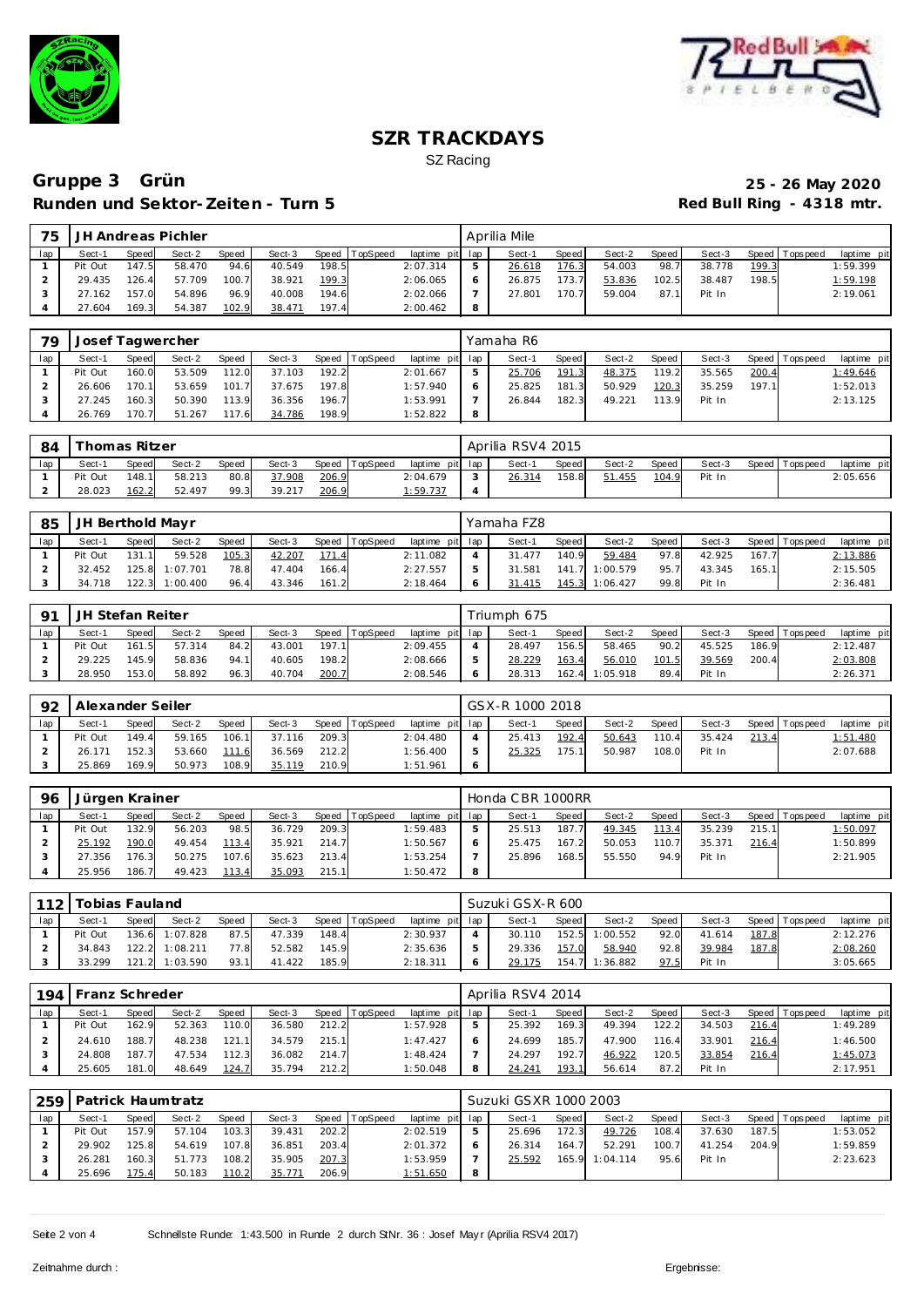# SZR TRACKDAYS

SZ Racing

## Gruppe 3 Grün

**25 - 26 May 2020**

**Runden und Sektor-Zeiten - Turn 5**

**Red Bull Ring - 4318 mtr.**

| 75 | JH Andreas Pichler | | | | | | | | | Aprilia Mile | | | | | | | |
|---|---|---|---|---|---|---|---|---|---|---|---|---|---|---|---|---|---|
| lap | Sect-1 | Speed | Sect-2 | Speed | Sect-3 | Speed | TopSpeed | laptime pit | lap | Sect-1 | Speed | Sect-2 | Speed | Sect-3 | Speed | Topspeed | laptime pit |
| 1 | Pit Out | 147.5 | 58.470 | 94.6 | 40.549 | 198.5 | | 2:07.314 | 5 | 26.618 | 176.3 | 54.003 | 98.7 | 38.778 | 199.3 | | 1:59.399 |
| 2 | 29.435 | 126.4 | 57.709 | 100.7 | 38.921 | 199.3 | | 2:06.065 | 6 | 26.875 | 173.7 | 53.836 | 102.5 | 38.487 | 198.5 | | 1:59.198 |
| 3 | 27.162 | 157.0 | 54.896 | 96.9 | 40.008 | 194.6 | | 2:02.066 | 7 | 27.801 | 170.7 | 59.004 | 87.1 | Pit In | | | 2:19.061 |
| 4 | 27.604 | 169.3 | 54.387 | 102.9 | 38.471 | 197.4 | | 2:00.462 | 8 | | | | | | | | |

| 79 | Josef Tagwercher | | | | | | | | | Yamaha R6 | | | | | | | |
|---|---|---|---|---|---|---|---|---|---|---|---|---|---|---|---|---|---|
| lap | Sect-1 | Speed | Sect-2 | Speed | Sect-3 | Speed | TopSpeed | laptime pit | lap | Sect-1 | Speed | Sect-2 | Speed | Sect-3 | Speed | Topspeed | laptime pit |
| 1 | Pit Out | 160.0 | 53.509 | 112.0 | 37.103 | 192.2 | | 2:01.667 | 5 | 25.706 | 191.3 | 48.375 | 119.2 | 35.565 | 200.4 | | 1:49.646 |
| 2 | 26.606 | 170.1 | 53.659 | 101.7 | 37.675 | 197.8 | | 1:57.940 | 6 | 25.825 | 181.3 | 50.929 | 120.3 | 35.259 | 197.1 | | 1:52.013 |
| 3 | 27.245 | 160.3 | 50.390 | 113.9 | 36.356 | 196.7 | | 1:53.991 | 7 | 26.844 | 182.3 | 49.221 | 113.9 | Pit In | | | 2:13.125 |
| 4 | 26.769 | 170.7 | 51.267 | 117.6 | 34.786 | 198.9 | | 1:52.822 | 8 | | | | | | | | |

| 84 | Thomas Ritzer | | | | | | | | | Aprilia RSV4 2015 | | | | | | | |
|---|---|---|---|---|---|---|---|---|---|---|---|---|---|---|---|---|---|
| lap | Sect-1 | Speed | Sect-2 | Speed | Sect-3 | Speed | TopSpeed | laptime pit | lap | Sect-1 | Speed | Sect-2 | Speed | Sect-3 | Speed | Topspeed | laptime pit |
| 1 | Pit Out | 148.1 | 58.213 | 80.8 | 37.908 | 206.9 | | 2:04.679 | 3 | 26.314 | 158.8 | 51.455 | 104.9 | Pit In | | | 2:05.656 |
| 2 | 28.023 | 162.2 | 52.497 | 99.3 | 39.217 | 206.9 | | 1:59.737 | 4 | | | | | | | | |

| 85 | JH Berthold Mayr | | | | | | | | | Yamaha FZ8 | | | | | | | |
|---|---|---|---|---|---|---|---|---|---|---|---|---|---|---|---|---|---|
| lap | Sect-1 | Speed | Sect-2 | Speed | Sect-3 | Speed | TopSpeed | laptime pit | lap | Sect-1 | Speed | Sect-2 | Speed | Sect-3 | Speed | Topspeed | laptime pit |
| 1 | Pit Out | 131.1 | 59.528 | 105.3 | 42.207 | 171.4 | | 2:11.082 | 4 | 31.477 | 140.9 | 59.484 | 97.8 | 42.925 | 167.7 | | 2:13.886 |
| 2 | 32.452 | 125.8 | 1:07.701 | 78.8 | 47.404 | 166.4 | | 2:27.557 | 5 | 31.581 | 141.7 | 1:00.579 | 95.7 | 43.345 | 165.1 | | 2:15.505 |
| 3 | 34.718 | 122.3 | 1:00.400 | 96.4 | 43.346 | 161.2 | | 2:18.464 | 6 | 31.415 | 145.3 | 1:06.427 | 99.8 | Pit In | | | 2:36.481 |

| 91 | JH Stefan Reiter | | | | | | | | | Triumph 675 | | | | | | | |
|---|---|---|---|---|---|---|---|---|---|---|---|---|---|---|---|---|---|
| lap | Sect-1 | Speed | Sect-2 | Speed | Sect-3 | Speed | TopSpeed | laptime pit | lap | Sect-1 | Speed | Sect-2 | Speed | Sect-3 | Speed | Topspeed | laptime pit |
| 1 | Pit Out | 161.5 | 57.314 | 84.2 | 43.001 | 197.1 | | 2:09.455 | 4 | 28.497 | 156.5 | 58.465 | 90.2 | 45.525 | 186.9 | | 2:12.487 |
| 2 | 29.225 | 145.9 | 58.836 | 94.1 | 40.605 | 198.2 | | 2:08.666 | 5 | 28.229 | 163.4 | 56.010 | 101.5 | 39.569 | 200.4 | | 2:03.808 |
| 3 | 28.950 | 153.0 | 58.892 | 96.3 | 40.704 | 200.7 | | 2:08.546 | 6 | 28.313 | 162.4 | 1:05.918 | 89.4 | Pit In | | | 2:26.371 |

| 92 | Alexander Seiler | | | | | | | | | GSX-R 1000 2018 | | | | | | | |
|---|---|---|---|---|---|---|---|---|---|---|---|---|---|---|---|---|---|
| lap | Sect-1 | Speed | Sect-2 | Speed | Sect-3 | Speed | TopSpeed | laptime pit | lap | Sect-1 | Speed | Sect-2 | Speed | Sect-3 | Speed | Topspeed | laptime pit |
| 1 | Pit Out | 149.4 | 59.165 | 106.1 | 37.116 | 209.3 | | 2:04.480 | 4 | 25.413 | 192.4 | 50.643 | 110.4 | 35.424 | 213.4 | | 1:51.480 |
| 2 | 26.171 | 152.3 | 53.660 | 111.6 | 36.569 | 212.2 | | 1:56.400 | 5 | 25.325 | 175.1 | 50.987 | 108.0 | Pit In | | | 2:07.688 |
| 3 | 25.869 | 169.9 | 50.973 | 108.9 | 35.119 | 210.9 | | 1:51.961 | 6 | | | | | | | | |

| 96 | Jürgen Krainer | | | | | | | | | Honda CBR 1000RR | | | | | | | |
|---|---|---|---|---|---|---|---|---|---|---|---|---|---|---|---|---|---|
| lap | Sect-1 | Speed | Sect-2 | Speed | Sect-3 | Speed | TopSpeed | laptime pit | lap | Sect-1 | Speed | Sect-2 | Speed | Sect-3 | Speed | Topspeed | laptime pit |
| 1 | Pit Out | 132.9 | 56.203 | 98.5 | 36.729 | 209.3 | | 1:59.483 | 5 | 25.513 | 187.7 | 49.345 | 113.4 | 35.239 | 215.1 | | 1:50.097 |
| 2 | 25.192 | 190.0 | 49.454 | 113.4 | 35.921 | 214.7 | | 1:50.567 | 6 | 25.475 | 167.2 | 50.053 | 110.7 | 35.371 | 216.4 | | 1:50.899 |
| 3 | 27.356 | 176.3 | 50.275 | 107.6 | 35.623 | 213.4 | | 1:53.254 | 7 | 25.896 | 168.5 | 55.550 | 94.9 | Pit In | | | 2:21.905 |
| 4 | 25.956 | 186.7 | 49.423 | 113.4 | 35.093 | 215.1 | | 1:50.472 | 8 | | | | | | | | |

| 112 | Tobias Fauland | | | | | | | | | Suzuki GSX-R 600 | | | | | | | |
|---|---|---|---|---|---|---|---|---|---|---|---|---|---|---|---|---|---|
| lap | Sect-1 | Speed | Sect-2 | Speed | Sect-3 | Speed | TopSpeed | laptime pit | lap | Sect-1 | Speed | Sect-2 | Speed | Sect-3 | Speed | Topspeed | laptime pit |
| 1 | Pit Out | 136.6 | 1:07.828 | 87.5 | 47.339 | 148.4 | | 2:30.937 | 4 | 30.110 | 152.5 | 1:00.552 | 92.0 | 41.614 | 187.8 | | 2:12.276 |
| 2 | 34.843 | 122.2 | 1:08.211 | 77.8 | 52.582 | 145.9 | | 2:35.636 | 5 | 29.336 | 157.0 | 58.940 | 92.8 | 39.984 | 187.8 | | 2:08.260 |
| 3 | 33.299 | 121.2 | 1:03.590 | 93.1 | 41.422 | 185.9 | | 2:18.311 | 6 | 29.175 | 154.7 | 1:36.882 | 97.5 | Pit In | | | 3:05.665 |

| 194 | Franz Schreder | | | | | | | | | Aprilia RSV4 2014 | | | | | | | |
|---|---|---|---|---|---|---|---|---|---|---|---|---|---|---|---|---|---|
| lap | Sect-1 | Speed | Sect-2 | Speed | Sect-3 | Speed | TopSpeed | laptime pit | lap | Sect-1 | Speed | Sect-2 | Speed | Sect-3 | Speed | Topspeed | laptime pit |
| 1 | Pit Out | 162.9 | 52.363 | 110.0 | 36.580 | 212.2 | | 1:57.928 | 5 | 25.392 | 169.3 | 49.394 | 122.2 | 34.503 | 216.4 | | 1:49.289 |
| 2 | 24.610 | 188.7 | 48.238 | 121.1 | 34.579 | 215.1 | | 1:47.427 | 6 | 24.699 | 185.7 | 47.900 | 116.4 | 33.901 | 216.4 | | 1:46.500 |
| 3 | 24.808 | 187.7 | 47.534 | 112.3 | 36.082 | 214.7 | | 1:48.424 | 7 | 24.297 | 192.7 | 46.922 | 120.5 | 33.854 | 216.4 | | 1:45.073 |
| 4 | 25.605 | 181.0 | 48.649 | 124.7 | 35.794 | 212.2 | | 1:50.048 | 8 | 24.241 | 193.1 | 56.614 | 87.2 | Pit In | | | 2:17.951 |

| 259 | Patrick Haumtratz | | | | | | | | | Suzuki GSXR 1000 2003 | | | | | | | |
|---|---|---|---|---|---|---|---|---|---|---|---|---|---|---|---|---|---|
| lap | Sect-1 | Speed | Sect-2 | Speed | Sect-3 | Speed | TopSpeed | laptime pit | lap | Sect-1 | Speed | Sect-2 | Speed | Sect-3 | Speed | Topspeed | laptime pit |
| 1 | Pit Out | 157.9 | 57.104 | 103.3 | 39.431 | 202.2 | | 2:02.519 | 5 | 25.696 | 172.3 | 49.726 | 108.4 | 37.630 | 187.5 | | 1:53.052 |
| 2 | 29.902 | 125.8 | 54.619 | 107.8 | 36.851 | 203.4 | | 2:01.372 | 6 | 26.314 | 164.7 | 52.291 | 100.7 | 41.254 | 204.9 | | 1:59.859 |
| 3 | 26.281 | 160.3 | 51.773 | 108.2 | 35.905 | 207.3 | | 1:53.959 | 7 | 25.592 | 165.9 | 1:04.114 | 95.6 | Pit In | | | 2:23.623 |
| 4 | 25.696 | 175.4 | 50.183 | 110.2 | 35.771 | 206.9 | | 1:51.650 | 8 | | | | | | | | |

Schnellste Runde: 1:43.500 in Runde 2 durch StNr. 36 : Josef Mayr (Aprilia RSV4 2017)

Zeitnahme durch :

Ergebnisse: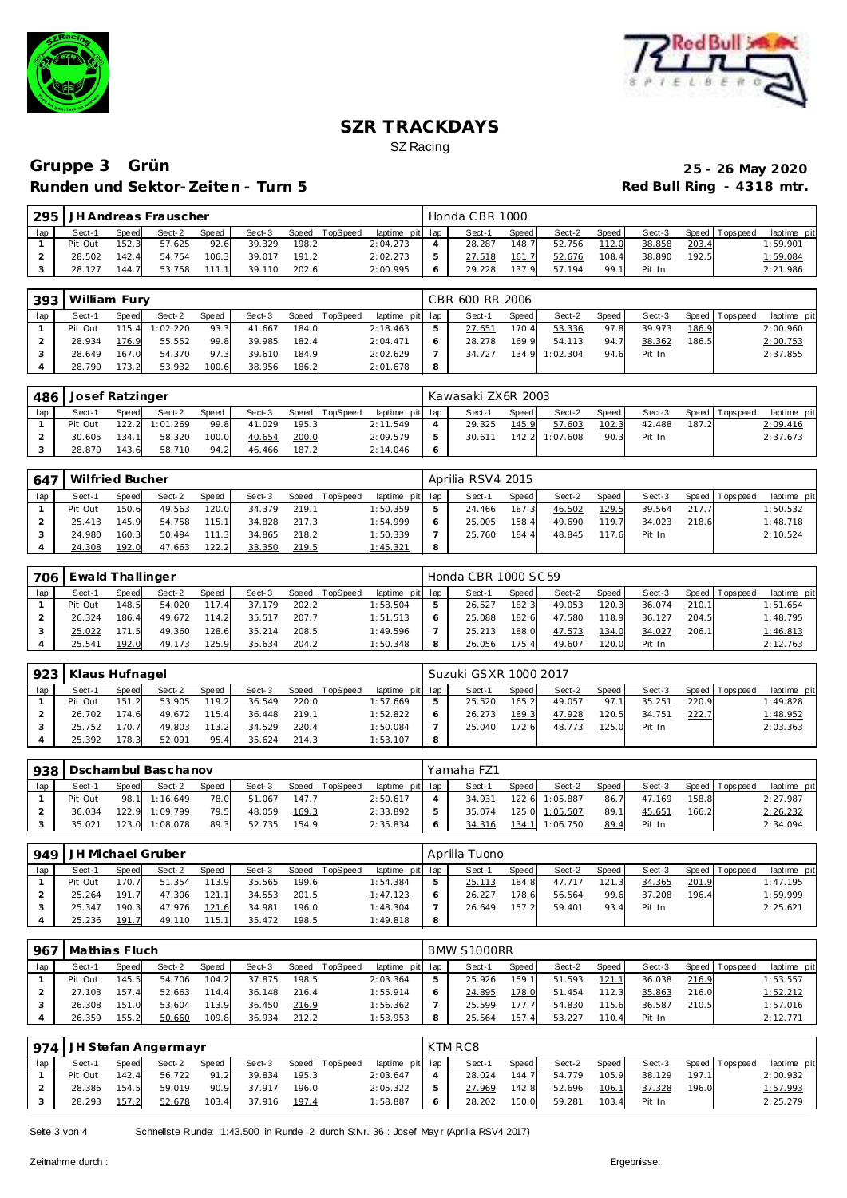# SZR TRACKDAYS

SZ Racing

## Gruppe 3 Grün

**Runden und Sektor-Zeiten - Turn 5**

**25 - 26 May 2020**

**Red Bull Ring - 4318 mtr.**

| 295 | JH Andreas Frauscher | | | | | | | | Honda CBR 1000 | | | | | | | | |
|---|---|---|---|---|---|---|---|---|---|---|---|---|---|---|---|---|---|
| lap | Sect-1 | Speed | Sect-2 | Speed | Sect-3 | Speed | TopSpeed | laptime pit | lap | Sect-1 | Speed | Sect-2 | Speed | Sect-3 | Speed | Topspeed | laptime pit |
| 1 | Pit Out | 152.3 | 57.625 | 92.6 | 39.329 | 198.2 | | 2:04.273 | 4 | 28.287 | 148.7 | 52.756 | 112.0 | 38.858 | 203.4 | | 1:59.901 |
| 2 | 28.502 | 142.4 | 54.754 | 106.3 | 39.017 | 191.2 | | 2:02.273 | 5 | 27.518 | 161.7 | 52.676 | 108.4 | 38.890 | 192.5 | | 1:59.084 |
| 3 | 28.127 | 144.7 | 53.758 | 111.1 | 39.110 | 202.6 | | 2:00.995 | 6 | 29.228 | 137.9 | 57.194 | 99.1 | Pit In | | | 2:21.986 |

| 393 | William Fury | | | | | | | | CBR 600 RR 2006 | | | | | | | | |
|---|---|---|---|---|---|---|---|---|---|---|---|---|---|---|---|---|---|
| lap | Sect-1 | Speed | Sect-2 | Speed | Sect-3 | Speed | TopSpeed | laptime pit | lap | Sect-1 | Speed | Sect-2 | Speed | Sect-3 | Speed | Topspeed | laptime pit |
| 1 | Pit Out | 115.4 | 1:02.220 | 93.3 | 41.667 | 184.0 | | 2:18.463 | 5 | 27.651 | 170.4 | 53.336 | 97.8 | 39.973 | 186.9 | | 2:00.960 |
| 2 | 28.934 | 176.9 | 55.552 | 99.8 | 39.985 | 182.4 | | 2:04.471 | 6 | 28.278 | 169.9 | 54.113 | 94.7 | 38.362 | 186.5 | | 2:00.753 |
| 3 | 28.649 | 167.0 | 54.370 | 97.3 | 39.610 | 184.9 | | 2:02.629 | 7 | 34.727 | 134.9 | 1:02.304 | 94.6 | Pit In | | | 2:37.855 |
| 4 | 28.790 | 173.2 | 53.932 | 100.6 | 38.956 | 186.2 | | 2:01.678 | 8 | | | | | | | | |

| 486 | Josef Ratzinger | | | | | | | | Kawasaki ZX6R 2003 | | | | | | | | |
|---|---|---|---|---|---|---|---|---|---|---|---|---|---|---|---|---|---|
| lap | Sect-1 | Speed | Sect-2 | Speed | Sect-3 | Speed | TopSpeed | laptime pit | lap | Sect-1 | Speed | Sect-2 | Speed | Sect-3 | Speed | Topspeed | laptime pit |
| 1 | Pit Out | 122.2 | 1:01.269 | 99.8 | 41.029 | 195.3 | | 2:11.549 | 4 | 29.325 | 145.9 | 57.603 | 102.3 | 42.488 | 187.2 | | 2:09.416 |
| 2 | 30.605 | 134.1 | 58.320 | 100.0 | 40.654 | 200.0 | | 2:09.579 | 5 | 30.611 | 142.2 | 1:07.608 | 90.3 | Pit In | | | 2:37.673 |
| 3 | 28.870 | 143.6 | 58.710 | 94.2 | 46.466 | 187.2 | | 2:14.046 | 6 | | | | | | | | |

| 647 | Wilfried Bucher | | | | | | | | Aprilia RSV4 2015 | | | | | | | | |
|---|---|---|---|---|---|---|---|---|---|---|---|---|---|---|---|---|---|
| lap | Sect-1 | Speed | Sect-2 | Speed | Sect-3 | Speed | TopSpeed | laptime pit | lap | Sect-1 | Speed | Sect-2 | Speed | Sect-3 | Speed | Topspeed | laptime pit |
| 1 | Pit Out | 150.6 | 49.563 | 120.0 | 34.379 | 219.1 | | 1:50.359 | 5 | 24.466 | 187.3 | 46.502 | 129.5 | 39.564 | 217.7 | | 1:50.532 |
| 2 | 25.413 | 145.9 | 54.758 | 115.1 | 34.828 | 217.3 | | 1:54.999 | 6 | 25.005 | 158.4 | 49.690 | 119.7 | 34.023 | 218.6 | | 1:48.718 |
| 3 | 24.980 | 160.3 | 50.494 | 111.3 | 34.865 | 218.2 | | 1:50.339 | 7 | 25.760 | 184.4 | 48.845 | 117.6 | Pit In | | | 2:10.524 |
| 4 | 24.308 | 192.0 | 47.663 | 122.2 | 33.350 | 219.5 | | 1:45.321 | 8 | | | | | | | | |

| 706 | Ewald Thallinger | | | | | | | | Honda CBR 1000 SC59 | | | | | | | | |
|---|---|---|---|---|---|---|---|---|---|---|---|---|---|---|---|---|---|
| lap | Sect-1 | Speed | Sect-2 | Speed | Sect-3 | Speed | TopSpeed | laptime pit | lap | Sect-1 | Speed | Sect-2 | Speed | Sect-3 | Speed | Topspeed | laptime pit |
| 1 | Pit Out | 148.5 | 54.020 | 117.4 | 37.179 | 202.2 | | 1:58.504 | 5 | 26.527 | 182.3 | 49.053 | 120.3 | 36.074 | 210.1 | | 1:51.654 |
| 2 | 26.324 | 186.4 | 49.672 | 114.2 | 35.517 | 207.7 | | 1:51.513 | 6 | 25.088 | 182.6 | 47.580 | 118.9 | 36.127 | 204.5 | | 1:48.795 |
| 3 | 25.022 | 171.5 | 49.360 | 128.6 | 35.214 | 208.5 | | 1:49.596 | 7 | 25.213 | 188.0 | 47.573 | 134.0 | 34.027 | 206.1 | | 1:46.813 |
| 4 | 25.541 | 192.0 | 49.173 | 125.9 | 35.634 | 204.2 | | 1:50.348 | 8 | 26.056 | 175.4 | 49.607 | 120.0 | Pit In | | | 2:12.763 |

| 923 | Klaus Hufnagel | | | | | | | | Suzuki GSXR 1000 2017 | | | | | | | | |
|---|---|---|---|---|---|---|---|---|---|---|---|---|---|---|---|---|---|
| lap | Sect-1 | Speed | Sect-2 | Speed | Sect-3 | Speed | TopSpeed | laptime pit | lap | Sect-1 | Speed | Sect-2 | Speed | Sect-3 | Speed | Topspeed | laptime pit |
| 1 | Pit Out | 151.2 | 53.905 | 119.2 | 36.549 | 220.0 | | 1:57.669 | 5 | 25.520 | 165.2 | 49.057 | 97.1 | 35.251 | 220.9 | | 1:49.828 |
| 2 | 26.702 | 174.6 | 49.672 | 115.4 | 36.448 | 219.1 | | 1:52.822 | 6 | 26.273 | 189.3 | 47.928 | 120.5 | 34.751 | 222.7 | | 1:48.952 |
| 3 | 25.752 | 170.7 | 49.803 | 113.2 | 34.529 | 220.4 | | 1:50.084 | 7 | 25.040 | 172.6 | 48.773 | 125.0 | Pit In | | | 2:03.363 |
| 4 | 25.392 | 178.3 | 52.091 | 95.4 | 35.624 | 214.3 | | 1:53.107 | 8 | | | | | | | | |

| 938 | Dschambul Baschanov | | | | | | | | Yamaha FZ1 | | | | | | | | |
|---|---|---|---|---|---|---|---|---|---|---|---|---|---|---|---|---|---|
| lap | Sect-1 | Speed | Sect-2 | Speed | Sect-3 | Speed | TopSpeed | laptime pit | lap | Sect-1 | Speed | Sect-2 | Speed | Sect-3 | Speed | Topspeed | laptime pit |
| 1 | Pit Out | 98.1 | 1:16.649 | 78.0 | 51.067 | 147.7 | | 2:50.617 | 4 | 34.931 | 122.6 | 1:05.887 | 86.7 | 47.169 | 158.8 | | 2:27.987 |
| 2 | 36.034 | 122.9 | 1:09.799 | 79.5 | 48.059 | 169.3 | | 2:33.892 | 5 | 35.074 | 125.0 | 1:05.507 | 89.1 | 45.651 | 166.2 | | 2:26.232 |
| 3 | 35.021 | 123.0 | 1:08.078 | 89.3 | 52.735 | 154.9 | | 2:35.834 | 6 | 34.316 | 134.1 | 1:06.750 | 89.4 | Pit In | | | 2:34.094 |

| 949 | JH Michael Gruber | | | | | | | | Aprilia Tuono | | | | | | | | |
|---|---|---|---|---|---|---|---|---|---|---|---|---|---|---|---|---|---|
| lap | Sect-1 | Speed | Sect-2 | Speed | Sect-3 | Speed | TopSpeed | laptime pit | lap | Sect-1 | Speed | Sect-2 | Speed | Sect-3 | Speed | Topspeed | laptime pit |
| 1 | Pit Out | 170.7 | 51.354 | 113.9 | 35.565 | 199.6 | | 1:54.384 | 5 | 25.113 | 184.8 | 47.717 | 121.3 | 34.365 | 201.9 | | 1:47.195 |
| 2 | 25.264 | 191.7 | 47.306 | 121.1 | 34.553 | 201.5 | | 1:47.123 | 6 | 26.227 | 178.6 | 56.564 | 99.6 | 37.208 | 196.4 | | 1:59.999 |
| 3 | 25.347 | 190.3 | 47.976 | 121.6 | 34.981 | 196.0 | | 1:48.304 | 7 | 26.649 | 157.2 | 59.401 | 93.4 | Pit In | | | 2:25.621 |
| 4 | 25.236 | 191.7 | 49.110 | 115.1 | 35.472 | 198.5 | | 1:49.818 | 8 | | | | | | | | |

| 967 | Mathias Fluch | | | | | | | | BMW S1000RR | | | | | | | | |
|---|---|---|---|---|---|---|---|---|---|---|---|---|---|---|---|---|---|
| lap | Sect-1 | Speed | Sect-2 | Speed | Sect-3 | Speed | TopSpeed | laptime pit | lap | Sect-1 | Speed | Sect-2 | Speed | Sect-3 | Speed | Topspeed | laptime pit |
| 1 | Pit Out | 145.5 | 54.706 | 104.2 | 37.875 | 198.5 | | 2:03.364 | 5 | 25.926 | 159.1 | 51.593 | 121.1 | 36.038 | 216.9 | | 1:53.557 |
| 2 | 27.103 | 157.4 | 52.663 | 114.4 | 36.148 | 216.4 | | 1:55.914 | 6 | 24.895 | 178.0 | 51.454 | 112.3 | 35.863 | 216.0 | | 1:52.212 |
| 3 | 26.308 | 151.0 | 53.604 | 113.9 | 36.450 | 216.9 | | 1:56.362 | 7 | 25.599 | 177.7 | 54.830 | 115.6 | 36.587 | 210.5 | | 1:57.016 |
| 4 | 26.359 | 155.2 | 50.660 | 109.8 | 36.934 | 212.2 | | 1:53.953 | 8 | 25.564 | 157.4 | 53.227 | 110.4 | Pit In | | | 2:12.771 |

| 974 | JH Stefan Angermayr | | | | | | | | KTM RC8 | | | | | | | | |
|---|---|---|---|---|---|---|---|---|---|---|---|---|---|---|---|---|---|
| lap | Sect-1 | Speed | Sect-2 | Speed | Sect-3 | Speed | TopSpeed | laptime pit | lap | Sect-1 | Speed | Sect-2 | Speed | Sect-3 | Speed | Topspeed | laptime pit |
| 1 | Pit Out | 142.4 | 56.722 | 91.2 | 39.834 | 195.3 | | 2:03.647 | 4 | 28.024 | 144.7 | 54.779 | 105.9 | 38.129 | 197.1 | | 2:00.932 |
| 2 | 28.386 | 154.5 | 59.019 | 90.9 | 37.917 | 196.0 | | 2:05.322 | 5 | 27.969 | 142.8 | 52.696 | 106.1 | 37.328 | 196.0 | | 1:57.993 |
| 3 | 28.293 | 157.2 | 52.678 | 103.4 | 37.916 | 197.4 | | 1:58.887 | 6 | 28.202 | 150.0 | 59.281 | 103.4 | Pit In | | | 2:25.279 |

Schnellste Runde: 1:43.500 in Runde 2 durch StNr. 36 : Josef Mayr (Aprilia RSV4 2017)

Zeitnahme durch :

Ergebnisse: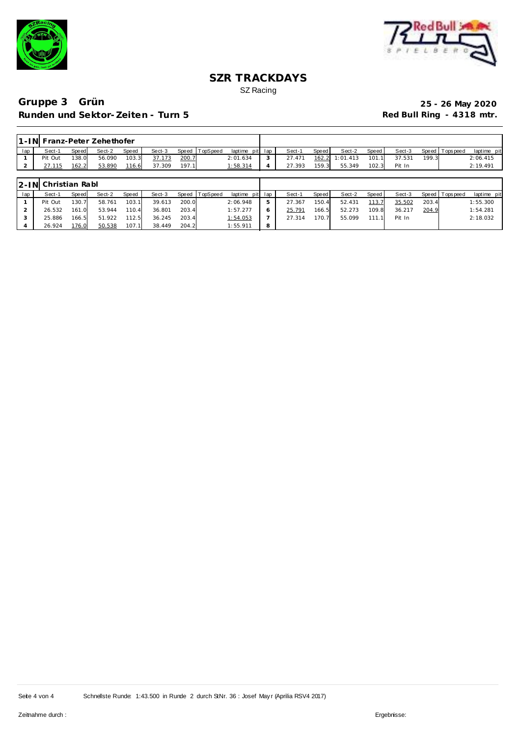## SZR TRACKDAYS

SZ Racing

**Gruppe 3 Grün** **25 - 26 May 2020**

**Runden und Sektor-Zeiten - Turn 5** **Red Bull Ring - 4318 mtr.**

**1-IN Franz-Peter Zehethofer**

| lap | Sect-1 | Speed | Sect-2 | Speed | Sect-3 | Speed | TopSpeed | laptime pit | lap | Sect-1 | Speed | Sect-2 | Speed | Sect-3 | Speed | Topspeed | laptime pit |
|---|---|---|---|---|---|---|---|---|---|---|---|---|---|---|---|---|---|
| 1 | Pit Out | 138.0 | 56.090 | 103.3 | 37.173 | 200.7 | | 2:01.634 | 3 | 27.471 | 162.2 | 1:01.413 | 101.1 | 37.531 | 199.3 | | 2:06.415 |
| 2 | 27.115 | 162.2 | 53.890 | 116.6 | 37.309 | 197.1 | | 1:58.314 | 4 | 27.393 | 159.3 | 55.349 | 102.3 | Pit In | | | 2:19.491 |

**2-IN Christian Rabl**

| lap | Sect-1 | Speed | Sect-2 | Speed | Sect-3 | Speed | TopSpeed | laptime pit | lap | Sect-1 | Speed | Sect-2 | Speed | Sect-3 | Speed | Topspeed | laptime pit |
|---|---|---|---|---|---|---|---|---|---|---|---|---|---|---|---|---|---|
| 1 | Pit Out | 130.7 | 58.761 | 103.1 | 39.613 | 200.0 | | 2:06.948 | 5 | 27.367 | 150.4 | 52.431 | 113.7 | 35.502 | 203.4 | | 1:55.300 |
| 2 | 26.532 | 161.0 | 53.944 | 110.4 | 36.801 | 203.4 | | 1:57.277 | 6 | 25.791 | 166.5 | 52.273 | 109.8 | 36.217 | 204.9 | | 1:54.281 |
| 3 | 25.886 | 166.5 | 51.922 | 112.5 | 36.245 | 203.4 | | 1:54.053 | 7 | 27.314 | 170.7 | 55.099 | 111.1 | Pit In | | | 2:18.032 |
| 4 | 26.924 | 176.0 | 50.538 | 107.1 | 38.449 | 204.2 | | 1:55.911 | 8 | | | | | | | | |

Schnellste Runde: 1:43.500 in Runde 2 durch StNr. 36 : Josef Mayr (Aprilia RSV4 2017)

Zeitnahme durch : Ergebnisse: